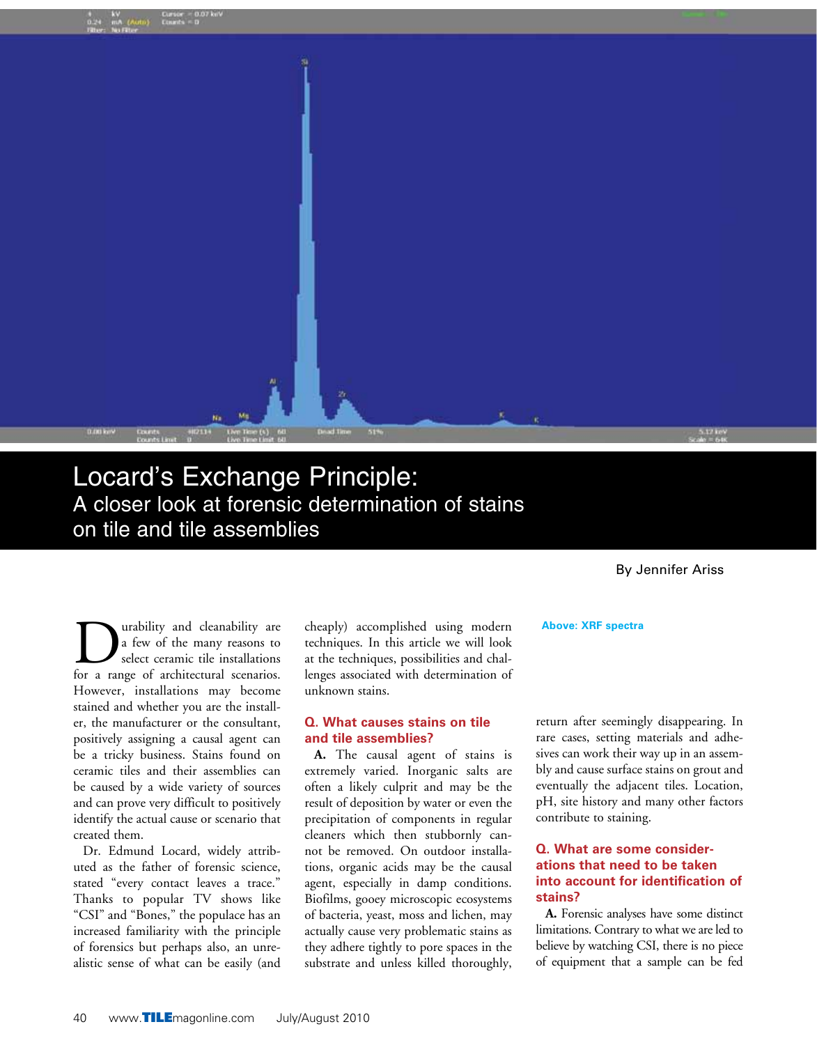# Locard's Exchange Principle:

## A closer look at forensic determination of stains on tile and tile assemblies

By Jennifer Ariss

Above: XRF spectra

Durability and cleanability are a few of the many reasons to select ceramic tile installations for a range of architectural scenarios. However, installations may become stained and whether you are the installer, the manufacturer or the consultant, positively assigning a causal agent can be a tricky business. Stains found on ceramic tiles and their assemblies can be caused by a wide variety of sources and can prove very difficult to positively identify the actual cause or scenario that created them.

Dr. Edmund Locard, widely attributed as the father of forensic science, stated "every contact leaves a trace." Thanks to popular TV shows like "CSI" and "Bones," the populace has an increased familiarity with the principle of forensics but perhaps also, an unrealistic sense of what can be easily (and cheaply) accomplished using modern techniques. In this article we will look at the techniques, possibilities and challenges associated with determination of unknown stains.

### Q. What causes stains on tile and tile assemblies?

**A.** The causal agent of stains is extremely varied. Inorganic salts are often a likely culprit and may be the result of deposition by water or even the precipitation of components in regular cleaners which then stubbornly cannot be removed. On outdoor installations, organic acids may be the causal agent, especially in damp conditions. Biofilms, gooey microscopic ecosystems of bacteria, yeast, moss and lichen, may actually cause very problematic stains as they adhere tightly to pore spaces in the substrate and unless killed thoroughly, return after seemingly disappearing. In rare cases, setting materials and adhesives can work their way up in an assembly and cause surface stains on grout and eventually the adjacent tiles. Location, pH, site history and many other factors contribute to staining.

### Q. What are some considerations that need to be taken into account for identification of stains?

**A.** Forensic analyses have some distinct limitations. Contrary to what we are led to believe by watching CSI, there is no piece of equipment that a sample can be fed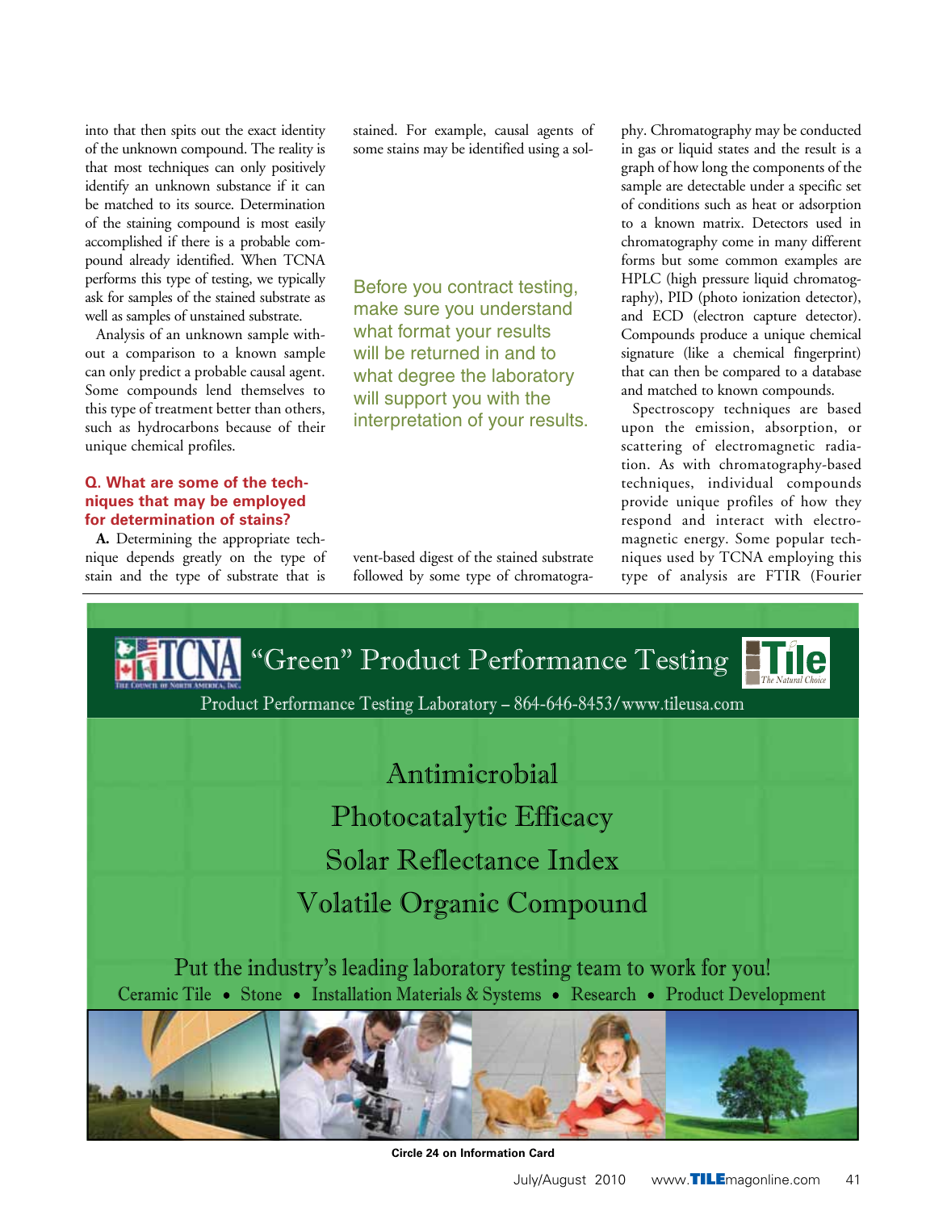into that then spits out the exact identity of the unknown compound. The reality is that most techniques can only positively identify an unknown substance if it can be matched to its source. Determination of the staining compound is most easily accomplished if there is a probable compound already identified. When TCNA performs this type of testing, we typically ask for samples of the stained substrate as well as samples of unstained substrate.

Analysis of an unknown sample without a comparison to a known sample can only predict a probable causal agent. Some compounds lend themselves to this type of treatment better than others, such as hydrocarbons because of their unique chemical profiles.

**Q. What are some of the techniques that may be employed for determination of stains?**

**A.** Determining the appropriate technique depends greatly on the type of stain and the type of substrate that is stained. For example, causal agents of some stains may be identified using a solvent-based digest of the stained substrate followed by some type of chromatography. Chromatography may be conducted in gas or liquid states and the result is a graph of how long the components of the sample are detectable under a specific set of conditions such as heat or adsorption to a known matrix. Detectors used in chromatography come in many different forms but some common examples are HPLC (high pressure liquid chromatography), PID (photo ionization detector), and ECD (electron capture detector). Compounds produce a unique chemical signature (like a chemical fingerprint) that can then be compared to a database and matched to known compounds.

> Before you contract testing, make sure you understand what format your results will be returned in and to what degree the laboratory will support you with the interpretation of your results.

Spectroscopy techniques are based upon the emission, absorption, or scattering of electromagnetic radiation. As with chromatography-based techniques, individual compounds provide unique profiles of how they respond and interact with electromagnetic energy. Some popular techniques used by TCNA employing this type of analysis are FTIR (Fourier

TCNA "Green" Product Performance Testing

Product Performance Testing Laboratory – 864-646-8453/www.tileusa.com

Antimicrobial
Photocatalytic Efficacy
Solar Reflectance Index
Volatile Organic Compound

Put the industry's leading laboratory testing team to work for you!

Ceramic Tile • Stone • Installation Materials & Systems • Research • Product Development

Circle 24 on Information Card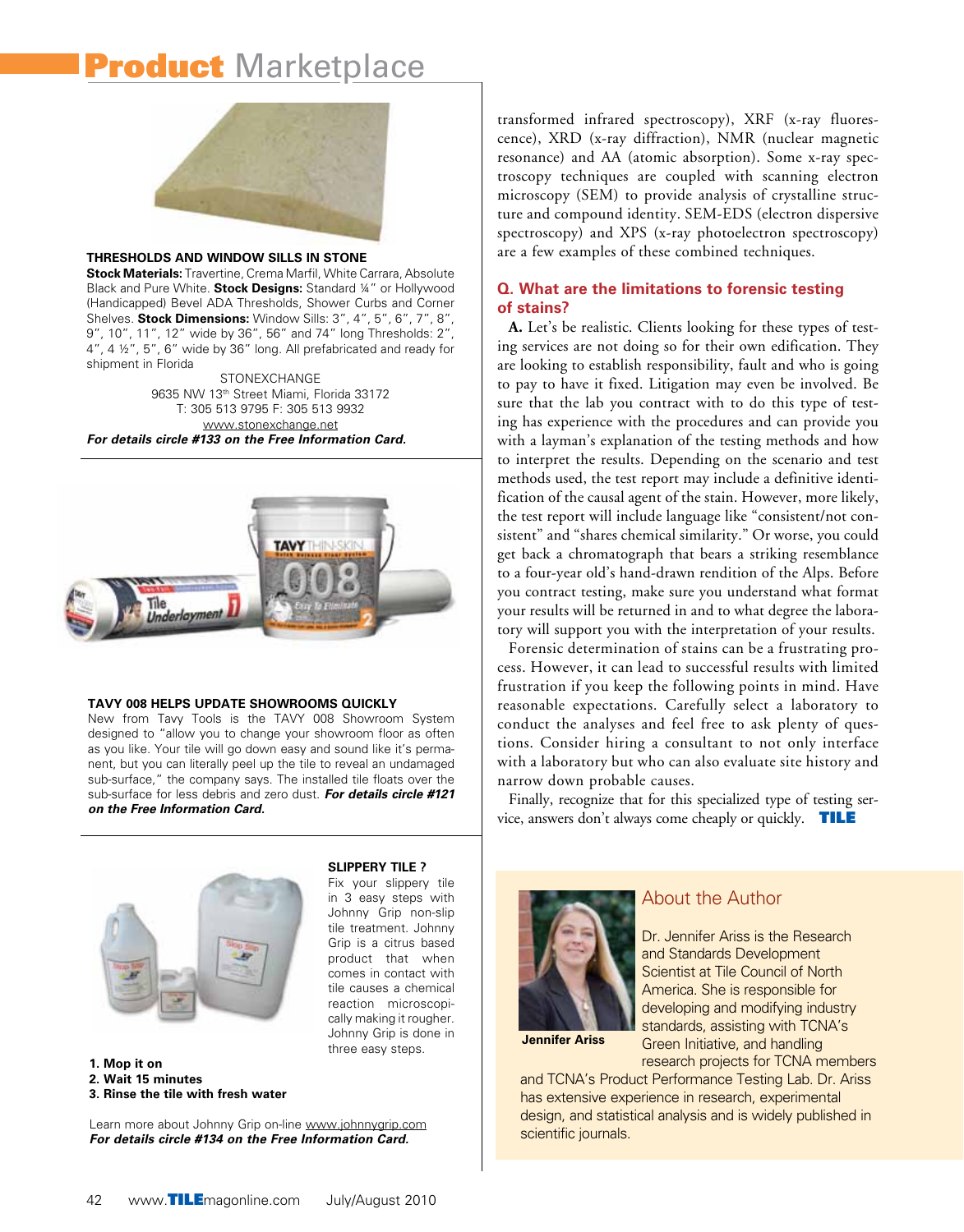# Product Marketplace

**THRESHOLDS AND WINDOW SILLS IN STONE**

**Stock Materials:** Travertine, Crema Marfil, White Carrara, Absolute Black and Pure White. **Stock Designs:** Standard ¼" or Hollywood (Handicapped) Bevel ADA Thresholds, Shower Curbs and Corner Shelves. **Stock Dimensions:** Window Sills: 3", 4", 5", 6", 7", 8", 9", 10", 11", 12" wide by 36", 56" and 74" long Thresholds: 2", 4", 4 ½", 5", 6" wide by 36" long. All prefabricated and ready for shipment in Florida

STONEXCHANGE
9635 NW 13th Street Miami, Florida 33172
T: 305 513 9795 F: 305 513 9932
www.stonexchange.net

***For details circle #133 on the Free Information Card.***

**TAVY 008 HELPS UPDATE SHOWROOMS QUICKLY**

New from Tavy Tools is the TAVY 008 Showroom System designed to "allow you to change your showroom floor as often as you like. Your tile will go down easy and sound like it's permanent, but you can literally peel up the tile to reveal an undamaged sub-surface," the company says. The installed tile floats over the sub-surface for less debris and zero dust. ***For details circle #121 on the Free Information Card.***

**SLIPPERY TILE ?**

Fix your slippery tile in 3 easy steps with Johnny Grip non-slip tile treatment. Johnny Grip is a citrus based product that when comes in contact with tile causes a chemical reaction microscopically making it rougher. Johnny Grip is done in three easy steps.

**1. Mop it on**
**2. Wait 15 minutes**
**3. Rinse the tile with fresh water**

Learn more about Johnny Grip on-line www.johnnygrip.com

***For details circle #134 on the Free Information Card.***

transformed infrared spectroscopy), XRF (x-ray fluorescence), XRD (x-ray diffraction), NMR (nuclear magnetic resonance) and AA (atomic absorption). Some x-ray spectroscopy techniques are coupled with scanning electron microscopy (SEM) to provide analysis of crystalline structure and compound identity. SEM-EDS (electron dispersive spectroscopy) and XPS (x-ray photoelectron spectroscopy) are a few examples of these combined techniques.

## Q. What are the limitations to forensic testing of stains?

**A.** Let's be realistic. Clients looking for these types of testing services are not doing so for their own edification. They are looking to establish responsibility, fault and who is going to pay to have it fixed. Litigation may even be involved. Be sure that the lab you contract with to do this type of testing has experience with the procedures and can provide you with a layman's explanation of the testing methods and how to interpret the results. Depending on the scenario and test methods used, the test report may include a definitive identification of the causal agent of the stain. However, more likely, the test report will include language like "consistent/not consistent" and "shares chemical similarity." Or worse, you could get back a chromatograph that bears a striking resemblance to a four-year old's hand-drawn rendition of the Alps. Before you contract testing, make sure you understand what format your results will be returned in and to what degree the laboratory will support you with the interpretation of your results.

Forensic determination of stains can be a frustrating process. However, it can lead to successful results with limited frustration if you keep the following points in mind. Have reasonable expectations. Carefully select a laboratory to conduct the analyses and feel free to ask plenty of questions. Consider hiring a consultant to not only interface with a laboratory but who can also evaluate site history and narrow down probable causes.

Finally, recognize that for this specialized type of testing service, answers don't always come cheaply or quickly. **TILE**

### About the Author

Jennifer Ariss

Dr. Jennifer Ariss is the Research and Standards Development Scientist at Tile Council of North America. She is responsible for developing and modifying industry standards, assisting with TCNA's Green Initiative, and handling research projects for TCNA members and TCNA's Product Performance Testing Lab. Dr. Ariss has extensive experience in research, experimental design, and statistical analysis and is widely published in scientific journals.